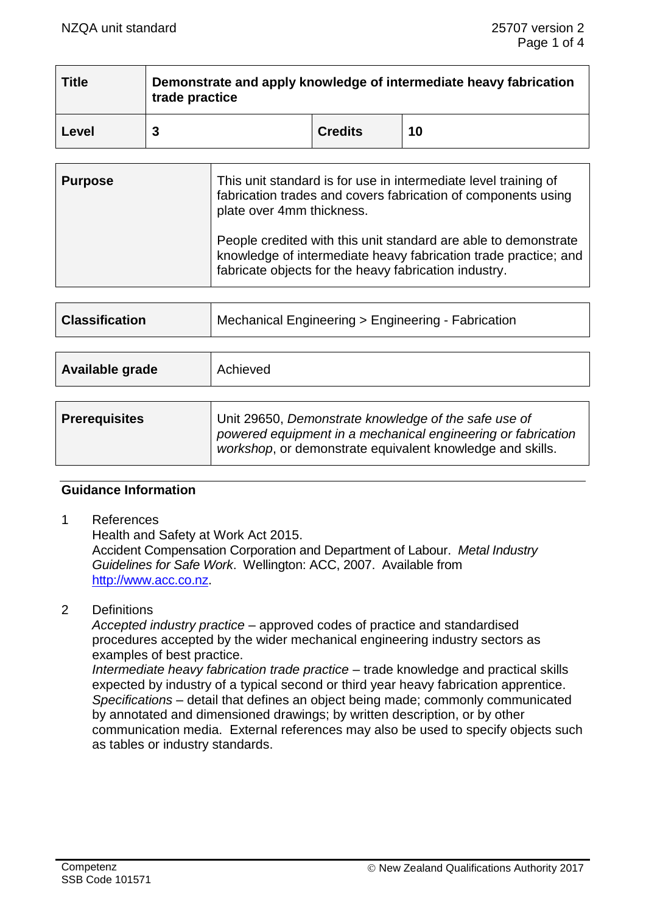| Title | Demonstrate and apply knowledge of intermediate heavy fabrication trade practice | | |
|---|---|---|---|
| Level | 3 | Credits | 10 |

| Purpose | This unit standard is for use in intermediate level training of fabrication trades and covers fabrication of components using plate over 4mm thickness.<br><br>People credited with this unit standard are able to demonstrate knowledge of intermediate heavy fabrication trade practice; and fabricate objects for the heavy fabrication industry. |
|---|---|

| Classification | Mechanical Engineering > Engineering - Fabrication |
|---|---|

| Available grade | Achieved |
|---|---|

| Prerequisites | Unit 29650, *Demonstrate knowledge of the safe use of powered equipment in a mechanical engineering or fabrication workshop*, or demonstrate equivalent knowledge and skills. |
|---|---|

## Guidance Information

1 References

Health and Safety at Work Act 2015.

Accident Compensation Corporation and Department of Labour. *Metal Industry Guidelines for Safe Work*. Wellington: ACC, 2007. Available from http://www.acc.co.nz.

2 Definitions

*Accepted industry practice* – approved codes of practice and standardised procedures accepted by the wider mechanical engineering industry sectors as examples of best practice.

*Intermediate heavy fabrication trade practice* – trade knowledge and practical skills expected by industry of a typical second or third year heavy fabrication apprentice.

*Specifications* – detail that defines an object being made; commonly communicated by annotated and dimensioned drawings; by written description, or by other communication media. External references may also be used to specify objects such as tables or industry standards.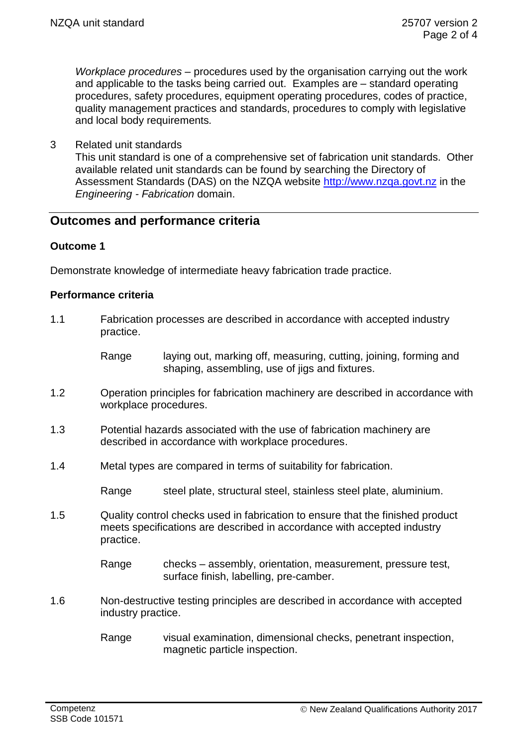*Workplace procedures* – procedures used by the organisation carrying out the work and applicable to the tasks being carried out. Examples are – standard operating procedures, safety procedures, equipment operating procedures, codes of practice, quality management practices and standards, procedures to comply with legislative and local body requirements.

3 Related unit standards

This unit standard is one of a comprehensive set of fabrication unit standards. Other available related unit standards can be found by searching the Directory of Assessment Standards (DAS) on the NZQA website http://www.nzqa.govt.nz in the *Engineering - Fabrication* domain.

## Outcomes and performance criteria

### Outcome 1

Demonstrate knowledge of intermediate heavy fabrication trade practice.

### Performance criteria

1.1 Fabrication processes are described in accordance with accepted industry practice.

Range laying out, marking off, measuring, cutting, joining, forming and shaping, assembling, use of jigs and fixtures.

1.2 Operation principles for fabrication machinery are described in accordance with workplace procedures.

1.3 Potential hazards associated with the use of fabrication machinery are described in accordance with workplace procedures.

1.4 Metal types are compared in terms of suitability for fabrication.

Range steel plate, structural steel, stainless steel plate, aluminium.

1.5 Quality control checks used in fabrication to ensure that the finished product meets specifications are described in accordance with accepted industry practice.

Range checks – assembly, orientation, measurement, pressure test, surface finish, labelling, pre-camber.

1.6 Non-destructive testing principles are described in accordance with accepted industry practice.

Range visual examination, dimensional checks, penetrant inspection, magnetic particle inspection.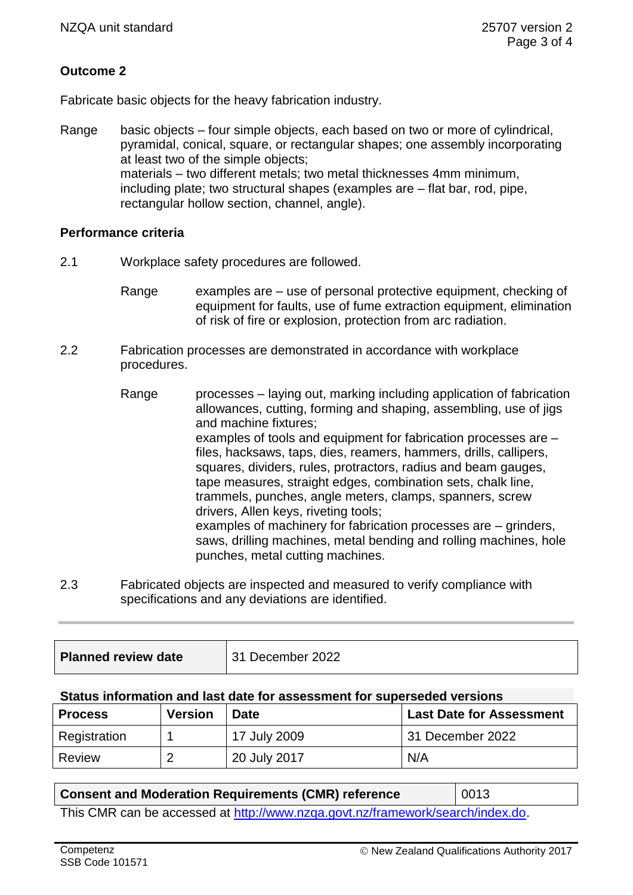## Outcome 2

Fabricate basic objects for the heavy fabrication industry.

Range basic objects – four simple objects, each based on two or more of cylindrical, pyramidal, conical, square, or rectangular shapes; one assembly incorporating at least two of the simple objects;
materials – two different metals; two metal thicknesses 4mm minimum, including plate; two structural shapes (examples are – flat bar, rod, pipe, rectangular hollow section, channel, angle).

### Performance criteria

2.1 Workplace safety procedures are followed.

Range examples are – use of personal protective equipment, checking of equipment for faults, use of fume extraction equipment, elimination of risk of fire or explosion, protection from arc radiation.

2.2 Fabrication processes are demonstrated in accordance with workplace procedures.

Range processes – laying out, marking including application of fabrication allowances, cutting, forming and shaping, assembling, use of jigs and machine fixtures;
examples of tools and equipment for fabrication processes are – files, hacksaws, taps, dies, reamers, hammers, drills, callipers, squares, dividers, rules, protractors, radius and beam gauges, tape measures, straight edges, combination sets, chalk line, trammels, punches, angle meters, clamps, spanners, screw drivers, Allen keys, riveting tools;
examples of machinery for fabrication processes are – grinders, saws, drilling machines, metal bending and rolling machines, hole punches, metal cutting machines.

2.3 Fabricated objects are inspected and measured to verify compliance with specifications and any deviations are identified.

---

| **Planned review date** | 31 December 2022 |
|---|---|

**Status information and last date for assessment for superseded versions**

| Process | Version | Date | Last Date for Assessment |
|---|---|---|---|
| Registration | 1 | 17 July 2009 | 31 December 2022 |
| Review | 2 | 20 July 2017 | N/A |

| **Consent and Moderation Requirements (CMR) reference** | 0013 |
|---|---|

This CMR can be accessed at http://www.nzqa.govt.nz/framework/search/index.do.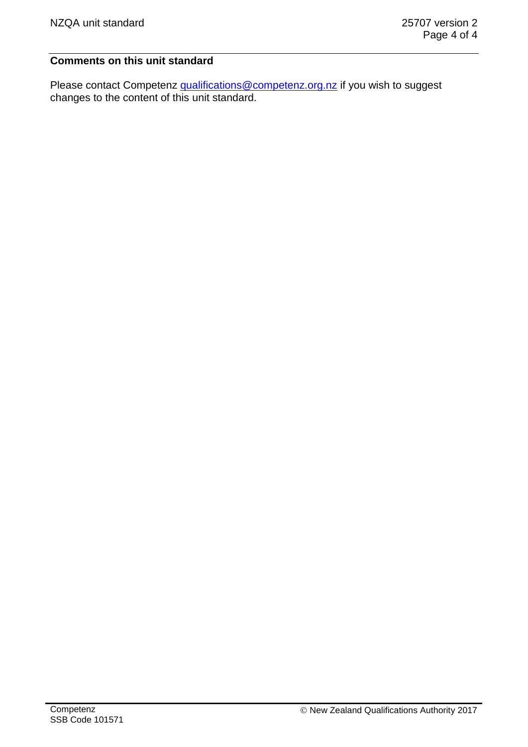## Comments on this unit standard

Please contact Competenz qualifications@competenz.org.nz if you wish to suggest changes to the content of this unit standard.